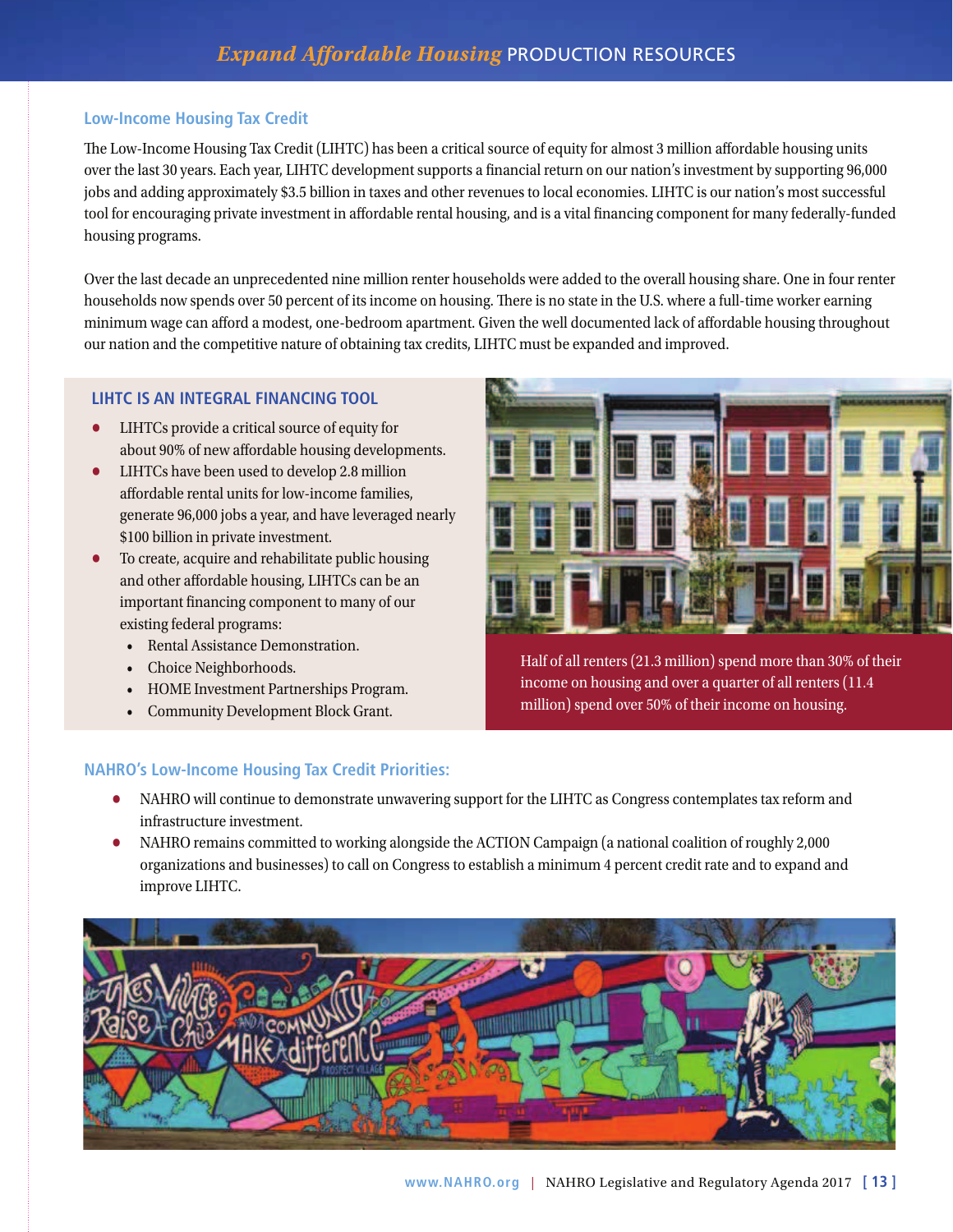# *Expand Affordable Housing* PRODUCTION RESOURCES

## Low-Income Housing Tax Credit

The Low-Income Housing Tax Credit (LIHTC) has been a critical source of equity for almost 3 million affordable housing units over the last 30 years. Each year, LIHTC development supports a financial return on our nation's investment by supporting 96,000 jobs and adding approximately $3.5 billion in taxes and other revenues to local economies. LIHTC is our nation's most successful tool for encouraging private investment in affordable rental housing, and is a vital financing component for many federally-funded housing programs.

Over the last decade an unprecedented nine million renter households were added to the overall housing share. One in four renter households now spends over 50 percent of its income on housing. There is no state in the U.S. where a full-time worker earning minimum wage can afford a modest, one-bedroom apartment. Given the well documented lack of affordable housing throughout our nation and the competitive nature of obtaining tax credits, LIHTC must be expanded and improved.

### LIHTC IS AN INTEGRAL FINANCING TOOL

- LIHTCs provide a critical source of equity for about 90% of new affordable housing developments.
- LIHTCs have been used to develop 2.8 million affordable rental units for low-income families, generate 96,000 jobs a year, and have leveraged nearly $100 billion in private investment.
- To create, acquire and rehabilitate public housing and other affordable housing, LIHTCs can be an important financing component to many of our existing federal programs:
  - Rental Assistance Demonstration.
  - Choice Neighborhoods.
  - HOME Investment Partnerships Program.
  - Community Development Block Grant.

Half of all renters (21.3 million) spend more than 30% of their income on housing and over a quarter of all renters (11.4 million) spend over 50% of their income on housing.

## NAHRO's Low-Income Housing Tax Credit Priorities:

- NAHRO will continue to demonstrate unwavering support for the LIHTC as Congress contemplates tax reform and infrastructure investment.
- NAHRO remains committed to working alongside the ACTION Campaign (a national coalition of roughly 2,000 organizations and businesses) to call on Congress to establish a minimum 4 percent credit rate and to expand and improve LIHTC.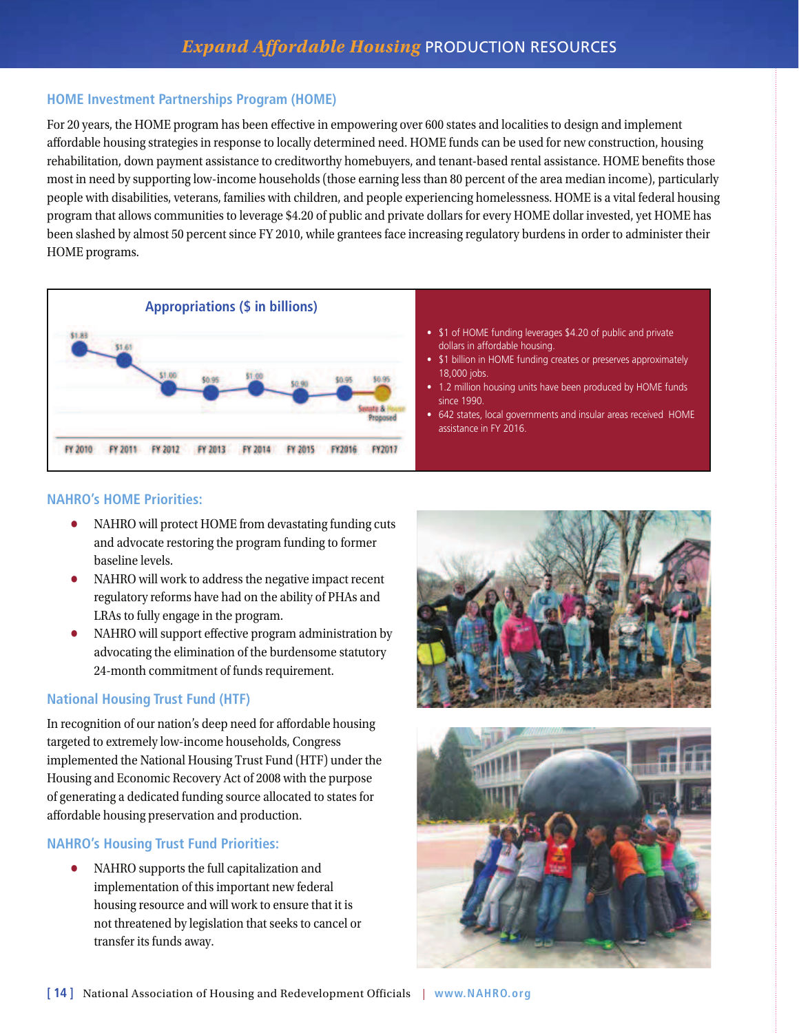# *Expand Affordable Housing* PRODUCTION RESOURCES

## HOME Investment Partnerships Program (HOME)

For 20 years, the HOME program has been effective in empowering over 600 states and localities to design and implement affordable housing strategies in response to locally determined need. HOME funds can be used for new construction, housing rehabilitation, down payment assistance to creditworthy homebuyers, and tenant-based rental assistance. HOME benefits those most in need by supporting low-income households (those earning less than 80 percent of the area median income), particularly people with disabilities, veterans, families with children, and people experiencing homelessness. HOME is a vital federal housing program that allows communities to leverage $4.20 of public and private dollars for every HOME dollar invested, yet HOME has been slashed by almost 50 percent since FY 2010, while grantees face increasing regulatory burdens in order to administer their HOME programs.

**Appropriations ($ in billions)**

$1.83
$1.61
$1.00
$0.95
$1.00
$0.90
$0.95
$0.95
Senate & House Proposed

FY 2010 FY 2011 FY 2012 FY 2013 FY 2014 FY 2015 FY2016 FY2017

- $1 of HOME funding leverages $4.20 of public and private dollars in affordable housing.
- $1 billion in HOME funding creates or preserves approximately 18,000 jobs.
- 1.2 million housing units have been produced by HOME funds since 1990.
- 642 states, local governments and insular areas received HOME assistance in FY 2016.

### NAHRO's HOME Priorities:

- NAHRO will protect HOME from devastating funding cuts and advocate restoring the program funding to former baseline levels.
- NAHRO will work to address the negative impact recent regulatory reforms have had on the ability of PHAs and LRAs to fully engage in the program.
- NAHRO will support effective program administration by advocating the elimination of the burdensome statutory 24-month commitment of funds requirement.

## National Housing Trust Fund (HTF)

In recognition of our nation's deep need for affordable housing targeted to extremely low-income households, Congress implemented the National Housing Trust Fund (HTF) under the Housing and Economic Recovery Act of 2008 with the purpose of generating a dedicated funding source allocated to states for affordable housing preservation and production.

### NAHRO's Housing Trust Fund Priorities:

- NAHRO supports the full capitalization and implementation of this important new federal housing resource and will work to ensure that it is not threatened by legislation that seeks to cancel or transfer its funds away.